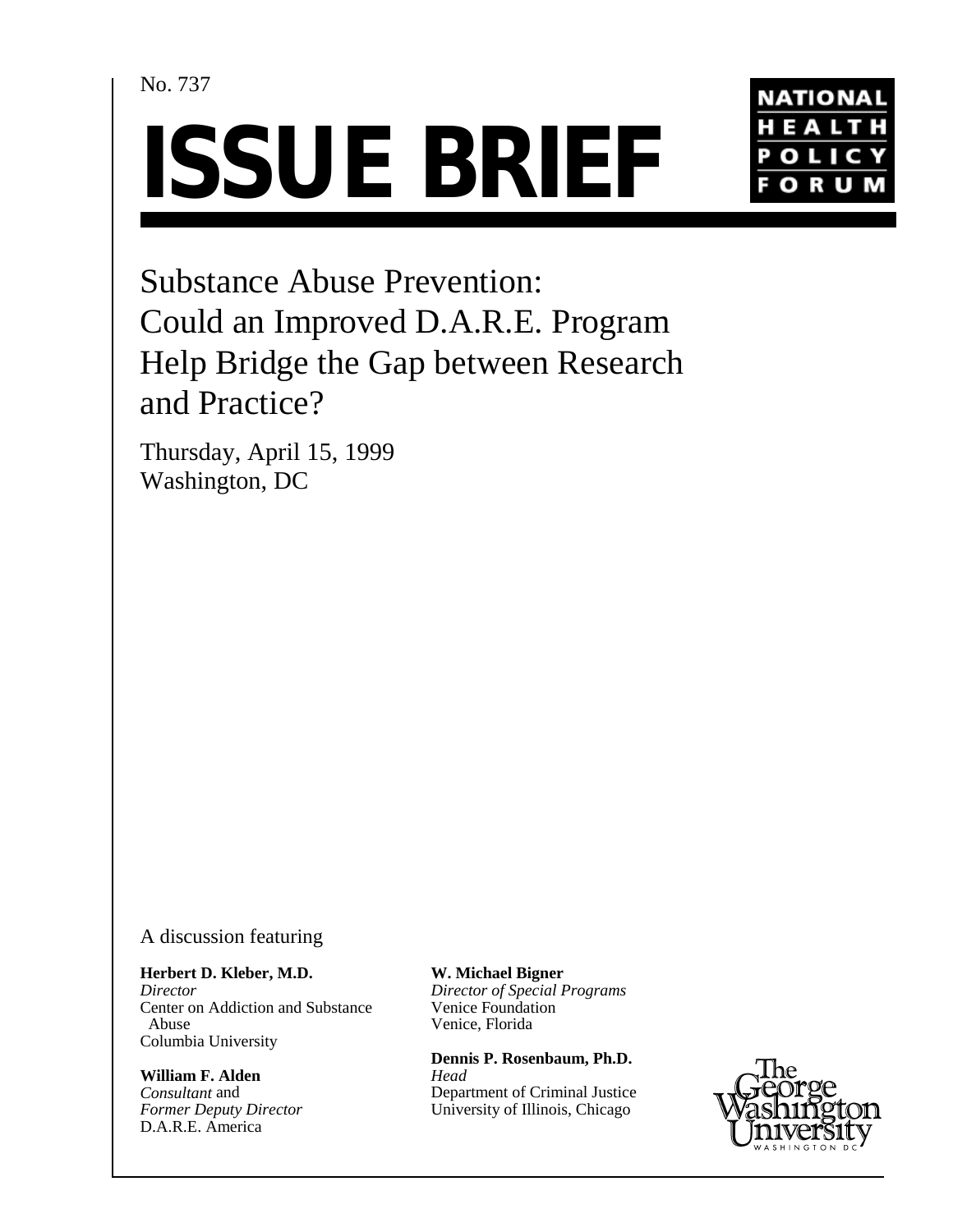No. 737

# ISSUE BRIEF

NATIONAL HEALTH POLICY FORUM

## Substance Abuse Prevention: Could an Improved D.A.R.E. Program Help Bridge the Gap between Research and Practice?

Thursday, April 15, 1999
Washington, DC

A discussion featuring

**Herbert D. Kleber, M.D.**
*Director*
Center on Addiction and Substance Abuse
Columbia University

**William F. Alden**
*Consultant* and
*Former Deputy Director*
D.A.R.E. America

**W. Michael Bigner**
*Director of Special Programs*
Venice Foundation
Venice, Florida

**Dennis P. Rosenbaum, Ph.D.**
*Head*
Department of Criminal Justice
University of Illinois, Chicago

The George Washington University
WASHINGTON DC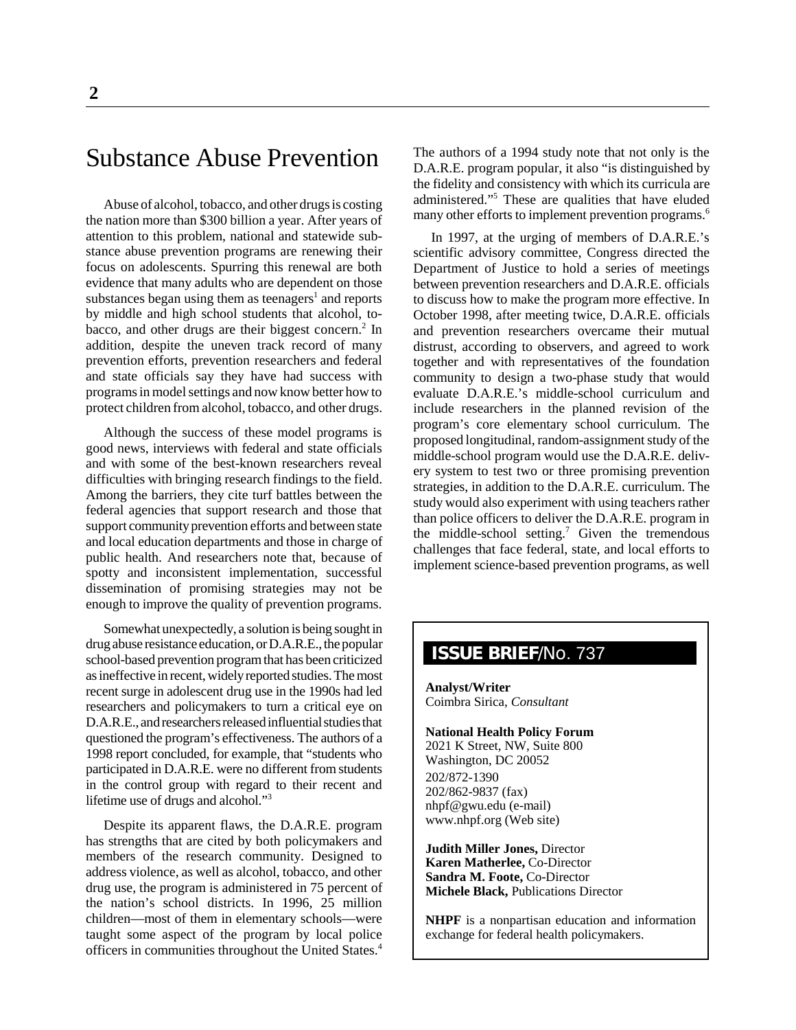# Substance Abuse Prevention

Abuse of alcohol, tobacco, and other drugs is costing the nation more than $300 billion a year. After years of attention to this problem, national and statewide substance abuse prevention programs are renewing their focus on adolescents. Spurring this renewal are both evidence that many adults who are dependent on those substances began using them as teenagers[1] and reports by middle and high school students that alcohol, tobacco, and other drugs are their biggest concern.[2] In addition, despite the uneven track record of many prevention efforts, prevention researchers and federal and state officials say they have had success with programs in model settings and now know better how to protect children from alcohol, tobacco, and other drugs.

Although the success of these model programs is good news, interviews with federal and state officials and with some of the best-known researchers reveal difficulties with bringing research findings to the field. Among the barriers, they cite turf battles between the federal agencies that support research and those that support community prevention efforts and between state and local education departments and those in charge of public health. And researchers note that, because of spotty and inconsistent implementation, successful dissemination of promising strategies may not be enough to improve the quality of prevention programs.

Somewhat unexpectedly, a solution is being sought in drug abuse resistance education, or D.A.R.E., the popular school-based prevention program that has been criticized as ineffective in recent, widely reported studies. The most recent surge in adolescent drug use in the 1990s had led researchers and policymakers to turn a critical eye on D.A.R.E., and researchers released influential studies that questioned the program's effectiveness. The authors of a 1998 report concluded, for example, that "students who participated in D.A.R.E. were no different from students in the control group with regard to their recent and lifetime use of drugs and alcohol."[3]

Despite its apparent flaws, the D.A.R.E. program has strengths that are cited by both policymakers and members of the research community. Designed to address violence, as well as alcohol, tobacco, and other drug use, the program is administered in 75 percent of the nation's school districts. In 1996, 25 million children—most of them in elementary schools—were taught some aspect of the program by local police officers in communities throughout the United States.[4] The authors of a 1994 study note that not only is the D.A.R.E. program popular, it also "is distinguished by the fidelity and consistency with which its curricula are administered."[5] These are qualities that have eluded many other efforts to implement prevention programs.[6]

In 1997, at the urging of members of D.A.R.E.'s scientific advisory committee, Congress directed the Department of Justice to hold a series of meetings between prevention researchers and D.A.R.E. officials to discuss how to make the program more effective. In October 1998, after meeting twice, D.A.R.E. officials and prevention researchers overcame their mutual distrust, according to observers, and agreed to work together and with representatives of the foundation community to design a two-phase study that would evaluate D.A.R.E.'s middle-school curriculum and include researchers in the planned revision of the program's core elementary school curriculum. The proposed longitudinal, random-assignment study of the middle-school program would use the D.A.R.E. delivery system to test two or three promising prevention strategies, in addition to the D.A.R.E. curriculum. The study would also experiment with using teachers rather than police officers to deliver the D.A.R.E. program in the middle-school setting.[7] Given the tremendous challenges that face federal, state, and local efforts to implement science-based prevention programs, as well

**ISSUE BRIEF**/No. 737

**Analyst/Writer**
Coimbra Sirica, *Consultant*

**National Health Policy Forum**
2021 K Street, NW, Suite 800
Washington, DC 20052
202/872-1390
202/862-9837 (fax)
nhpf@gwu.edu (e-mail)
www.nhpf.org (Web site)

**Judith Miller Jones,** Director
**Karen Matherlee,** Co-Director
**Sandra M. Foote,** Co-Director
**Michele Black,** Publications Director

**NHPF** is a nonpartisan education and information exchange for federal health policymakers.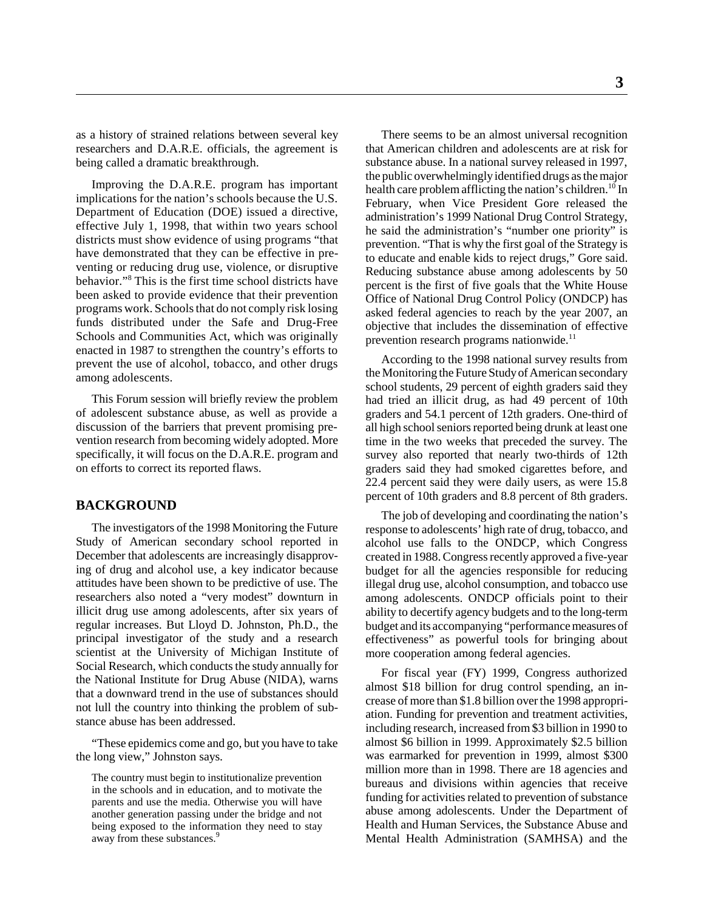as a history of strained relations between several key researchers and D.A.R.E. officials, the agreement is being called a dramatic breakthrough.

Improving the D.A.R.E. program has important implications for the nation's schools because the U.S. Department of Education (DOE) issued a directive, effective July 1, 1998, that within two years school districts must show evidence of using programs "that have demonstrated that they can be effective in preventing or reducing drug use, violence, or disruptive behavior."[8] This is the first time school districts have been asked to provide evidence that their prevention programs work. Schools that do not comply risk losing funds distributed under the Safe and Drug-Free Schools and Communities Act, which was originally enacted in 1987 to strengthen the country's efforts to prevent the use of alcohol, tobacco, and other drugs among adolescents.

This Forum session will briefly review the problem of adolescent substance abuse, as well as provide a discussion of the barriers that prevent promising prevention research from becoming widely adopted. More specifically, it will focus on the D.A.R.E. program and on efforts to correct its reported flaws.

## BACKGROUND

The investigators of the 1998 Monitoring the Future Study of American secondary school reported in December that adolescents are increasingly disapproving of drug and alcohol use, a key indicator because attitudes have been shown to be predictive of use. The researchers also noted a "very modest" downturn in illicit drug use among adolescents, after six years of regular increases. But Lloyd D. Johnston, Ph.D., the principal investigator of the study and a research scientist at the University of Michigan Institute of Social Research, which conducts the study annually for the National Institute for Drug Abuse (NIDA), warns that a downward trend in the use of substances should not lull the country into thinking the problem of substance abuse has been addressed.

"These epidemics come and go, but you have to take the long view," Johnston says.

> The country must begin to institutionalize prevention in the schools and in education, and to motivate the parents and use the media. Otherwise you will have another generation passing under the bridge and not being exposed to the information they need to stay away from these substances.[9]

There seems to be an almost universal recognition that American children and adolescents are at risk for substance abuse. In a national survey released in 1997, the public overwhelmingly identified drugs as the major health care problem afflicting the nation's children.[10] In February, when Vice President Gore released the administration's 1999 National Drug Control Strategy, he said the administration's "number one priority" is prevention. "That is why the first goal of the Strategy is to educate and enable kids to reject drugs," Gore said. Reducing substance abuse among adolescents by 50 percent is the first of five goals that the White House Office of National Drug Control Policy (ONDCP) has asked federal agencies to reach by the year 2007, an objective that includes the dissemination of effective prevention research programs nationwide.[11]

According to the 1998 national survey results from the Monitoring the Future Study of American secondary school students, 29 percent of eighth graders said they had tried an illicit drug, as had 49 percent of 10th graders and 54.1 percent of 12th graders. One-third of all high school seniors reported being drunk at least one time in the two weeks that preceded the survey. The survey also reported that nearly two-thirds of 12th graders said they had smoked cigarettes before, and 22.4 percent said they were daily users, as were 15.8 percent of 10th graders and 8.8 percent of 8th graders.

The job of developing and coordinating the nation's response to adolescents' high rate of drug, tobacco, and alcohol use falls to the ONDCP, which Congress created in 1988. Congress recently approved a five-year budget for all the agencies responsible for reducing illegal drug use, alcohol consumption, and tobacco use among adolescents. ONDCP officials point to their ability to decertify agency budgets and to the long-term budget and its accompanying "performance measures of effectiveness" as powerful tools for bringing about more cooperation among federal agencies.

For fiscal year (FY) 1999, Congress authorized almost $18 billion for drug control spending, an increase of more than $1.8 billion over the 1998 appropriation. Funding for prevention and treatment activities, including research, increased from $3 billion in 1990 to almost $6 billion in 1999. Approximately $2.5 billion was earmarked for prevention in 1999, almost $300 million more than in 1998. There are 18 agencies and bureaus and divisions within agencies that receive funding for activities related to prevention of substance abuse among adolescents. Under the Department of Health and Human Services, the Substance Abuse and Mental Health Administration (SAMHSA) and the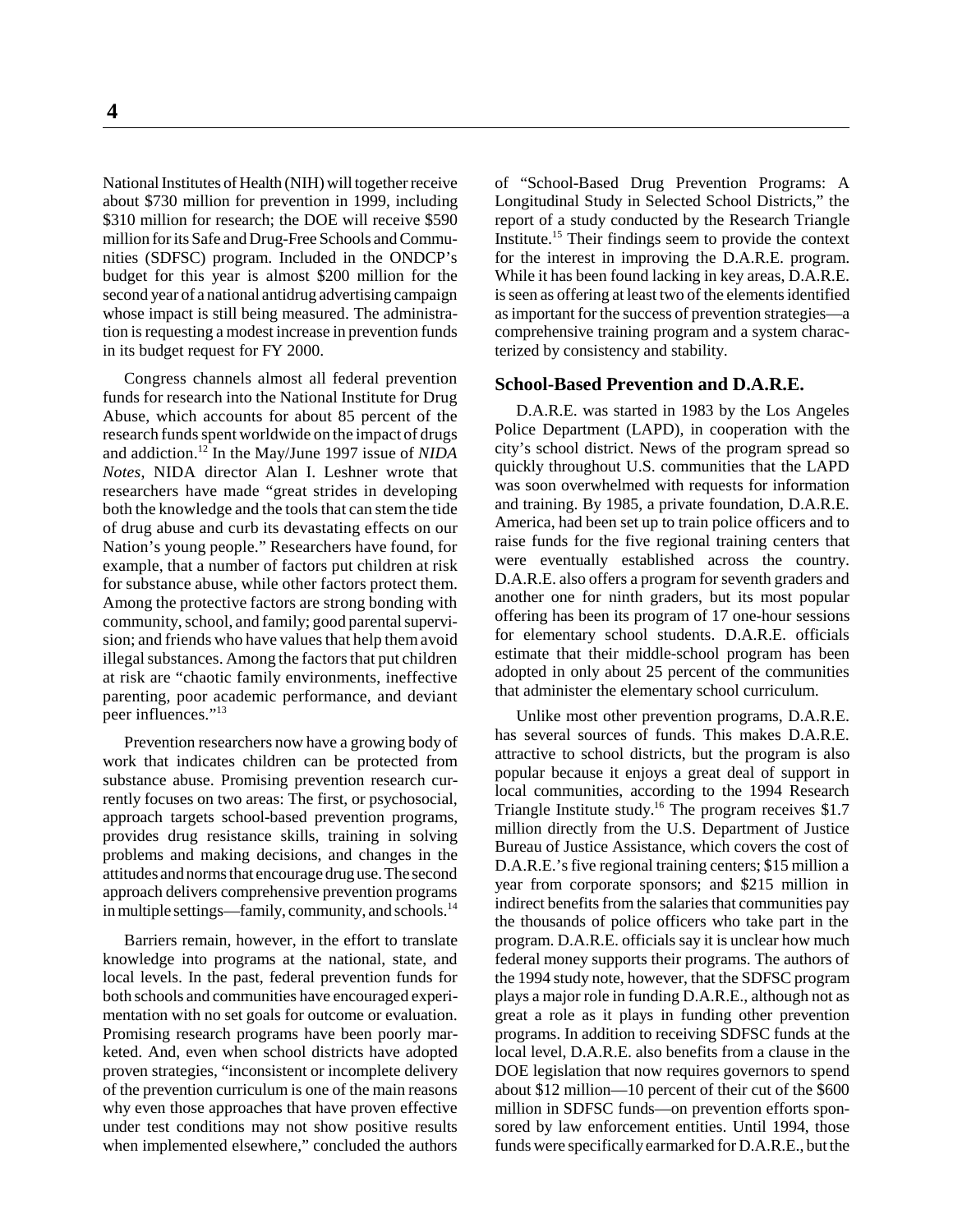National Institutes of Health (NIH) will together receive about \$730 million for prevention in 1999, including \$310 million for research; the DOE will receive \$590 million for its Safe and Drug-Free Schools and Communities (SDFSC) program. Included in the ONDCP's budget for this year is almost \$200 million for the second year of a national antidrug advertising campaign whose impact is still being measured. The administration is requesting a modest increase in prevention funds in its budget request for FY 2000.

Congress channels almost all federal prevention funds for research into the National Institute for Drug Abuse, which accounts for about 85 percent of the research funds spent worldwide on the impact of drugs and addiction.[12] In the May/June 1997 issue of *NIDA Notes*, NIDA director Alan I. Leshner wrote that researchers have made "great strides in developing both the knowledge and the tools that can stem the tide of drug abuse and curb its devastating effects on our Nation's young people." Researchers have found, for example, that a number of factors put children at risk for substance abuse, while other factors protect them. Among the protective factors are strong bonding with community, school, and family; good parental supervision; and friends who have values that help them avoid illegal substances. Among the factors that put children at risk are "chaotic family environments, ineffective parenting, poor academic performance, and deviant peer influences."[13]

Prevention researchers now have a growing body of work that indicates children can be protected from substance abuse. Promising prevention research currently focuses on two areas: The first, or psychosocial, approach targets school-based prevention programs, provides drug resistance skills, training in solving problems and making decisions, and changes in the attitudes and norms that encourage drug use. The second approach delivers comprehensive prevention programs in multiple settings—family, community, and schools.[14]

Barriers remain, however, in the effort to translate knowledge into programs at the national, state, and local levels. In the past, federal prevention funds for both schools and communities have encouraged experimentation with no set goals for outcome or evaluation. Promising research programs have been poorly marketed. And, even when school districts have adopted proven strategies, "inconsistent or incomplete delivery of the prevention curriculum is one of the main reasons why even those approaches that have proven effective under test conditions may not show positive results when implemented elsewhere," concluded the authors of "School-Based Drug Prevention Programs: A Longitudinal Study in Selected School Districts," the report of a study conducted by the Research Triangle Institute.[15] Their findings seem to provide the context for the interest in improving the D.A.R.E. program. While it has been found lacking in key areas, D.A.R.E. is seen as offering at least two of the elements identified as important for the success of prevention strategies—a comprehensive training program and a system characterized by consistency and stability.

## School-Based Prevention and D.A.R.E.

D.A.R.E. was started in 1983 by the Los Angeles Police Department (LAPD), in cooperation with the city's school district. News of the program spread so quickly throughout U.S. communities that the LAPD was soon overwhelmed with requests for information and training. By 1985, a private foundation, D.A.R.E. America, had been set up to train police officers and to raise funds for the five regional training centers that were eventually established across the country. D.A.R.E. also offers a program for seventh graders and another one for ninth graders, but its most popular offering has been its program of 17 one-hour sessions for elementary school students. D.A.R.E. officials estimate that their middle-school program has been adopted in only about 25 percent of the communities that administer the elementary school curriculum.

Unlike most other prevention programs, D.A.R.E. has several sources of funds. This makes D.A.R.E. attractive to school districts, but the program is also popular because it enjoys a great deal of support in local communities, according to the 1994 Research Triangle Institute study.[16] The program receives \$1.7 million directly from the U.S. Department of Justice Bureau of Justice Assistance, which covers the cost of D.A.R.E.'s five regional training centers; \$15 million a year from corporate sponsors; and \$215 million in indirect benefits from the salaries that communities pay the thousands of police officers who take part in the program. D.A.R.E. officials say it is unclear how much federal money supports their programs. The authors of the 1994 study note, however, that the SDFSC program plays a major role in funding D.A.R.E., although not as great a role as it plays in funding other prevention programs. In addition to receiving SDFSC funds at the local level, D.A.R.E. also benefits from a clause in the DOE legislation that now requires governors to spend about \$12 million—10 percent of their cut of the \$600 million in SDFSC funds—on prevention efforts sponsored by law enforcement entities. Until 1994, those funds were specifically earmarked for D.A.R.E., but the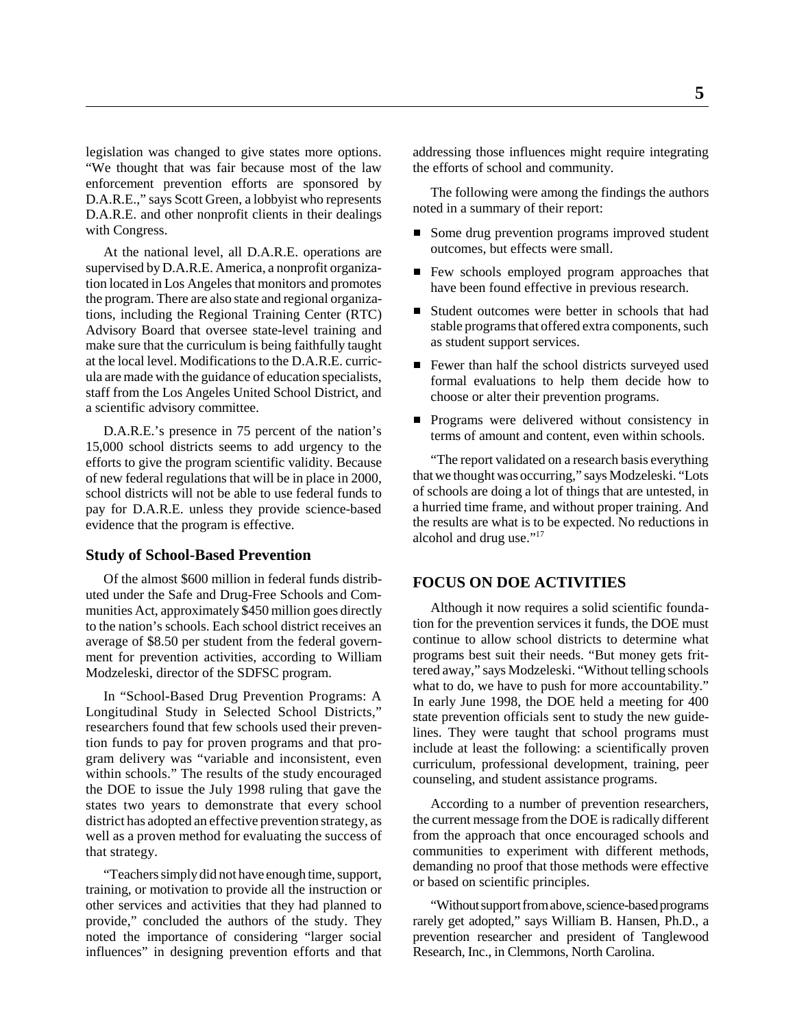legislation was changed to give states more options. "We thought that was fair because most of the law enforcement prevention efforts are sponsored by D.A.R.E.," says Scott Green, a lobbyist who represents D.A.R.E. and other nonprofit clients in their dealings with Congress.

At the national level, all D.A.R.E. operations are supervised by D.A.R.E. America, a nonprofit organization located in Los Angeles that monitors and promotes the program. There are also state and regional organizations, including the Regional Training Center (RTC) Advisory Board that oversee state-level training and make sure that the curriculum is being faithfully taught at the local level. Modifications to the D.A.R.E. curricula are made with the guidance of education specialists, staff from the Los Angeles United School District, and a scientific advisory committee.

D.A.R.E.'s presence in 75 percent of the nation's 15,000 school districts seems to add urgency to the efforts to give the program scientific validity. Because of new federal regulations that will be in place in 2000, school districts will not be able to use federal funds to pay for D.A.R.E. unless they provide science-based evidence that the program is effective.

### Study of School-Based Prevention

Of the almost $600 million in federal funds distributed under the Safe and Drug-Free Schools and Communities Act, approximately $450 million goes directly to the nation's schools. Each school district receives an average of $8.50 per student from the federal government for prevention activities, according to William Modzeleski, director of the SDFSC program.

In "School-Based Drug Prevention Programs: A Longitudinal Study in Selected School Districts," researchers found that few schools used their prevention funds to pay for proven programs and that program delivery was "variable and inconsistent, even within schools." The results of the study encouraged the DOE to issue the July 1998 ruling that gave the states two years to demonstrate that every school district has adopted an effective prevention strategy, as well as a proven method for evaluating the success of that strategy.

"Teachers simply did not have enough time, support, training, or motivation to provide all the instruction or other services and activities that they had planned to provide," concluded the authors of the study. They noted the importance of considering "larger social influences" in designing prevention efforts and that addressing those influences might require integrating the efforts of school and community.

The following were among the findings the authors noted in a summary of their report:

- Some drug prevention programs improved student outcomes, but effects were small.
- Few schools employed program approaches that have been found effective in previous research.
- Student outcomes were better in schools that had stable programs that offered extra components, such as student support services.
- Fewer than half the school districts surveyed used formal evaluations to help them decide how to choose or alter their prevention programs.
- Programs were delivered without consistency in terms of amount and content, even within schools.

"The report validated on a research basis everything that we thought was occurring," says Modzeleski. "Lots of schools are doing a lot of things that are untested, in a hurried time frame, and without proper training. And the results are what is to be expected. No reductions in alcohol and drug use."[17]

## FOCUS ON DOE ACTIVITIES

Although it now requires a solid scientific foundation for the prevention services it funds, the DOE must continue to allow school districts to determine what programs best suit their needs. "But money gets frittered away," says Modzeleski. "Without telling schools what to do, we have to push for more accountability." In early June 1998, the DOE held a meeting for 400 state prevention officials sent to study the new guidelines. They were taught that school programs must include at least the following: a scientifically proven curriculum, professional development, training, peer counseling, and student assistance programs.

According to a number of prevention researchers, the current message from the DOE is radically different from the approach that once encouraged schools and communities to experiment with different methods, demanding no proof that those methods were effective or based on scientific principles.

"Without support from above, science-based programs rarely get adopted," says William B. Hansen, Ph.D., a prevention researcher and president of Tanglewood Research, Inc., in Clemmons, North Carolina.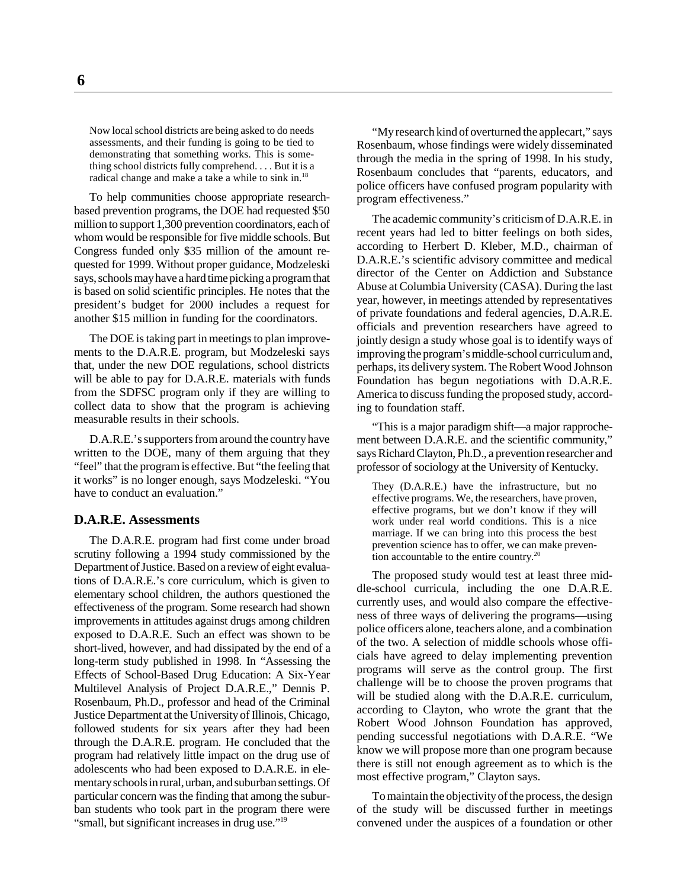> Now local school districts are being asked to do needs assessments, and their funding is going to be tied to demonstrating that something works. This is something school districts fully comprehend. . . . But it is a radical change and make a take a while to sink in.[18]

To help communities choose appropriate research-based prevention programs, the DOE had requested $50 million to support 1,300 prevention coordinators, each of whom would be responsible for five middle schools. But Congress funded only $35 million of the amount requested for 1999. Without proper guidance, Modzeleski says, schools may have a hard time picking a program that is based on solid scientific principles. He notes that the president's budget for 2000 includes a request for another $15 million in funding for the coordinators.

The DOE is taking part in meetings to plan improvements to the D.A.R.E. program, but Modzeleski says that, under the new DOE regulations, school districts will be able to pay for D.A.R.E. materials with funds from the SDFSC program only if they are willing to collect data to show that the program is achieving measurable results in their schools.

D.A.R.E.'s supporters from around the country have written to the DOE, many of them arguing that they "feel" that the program is effective. But "the feeling that it works" is no longer enough, says Modzeleski. "You have to conduct an evaluation."

## D.A.R.E. Assessments

The D.A.R.E. program had first come under broad scrutiny following a 1994 study commissioned by the Department of Justice. Based on a review of eight evaluations of D.A.R.E.'s core curriculum, which is given to elementary school children, the authors questioned the effectiveness of the program. Some research had shown improvements in attitudes against drugs among children exposed to D.A.R.E. Such an effect was shown to be short-lived, however, and had dissipated by the end of a long-term study published in 1998. In "Assessing the Effects of School-Based Drug Education: A Six-Year Multilevel Analysis of Project D.A.R.E.," Dennis P. Rosenbaum, Ph.D., professor and head of the Criminal Justice Department at the University of Illinois, Chicago, followed students for six years after they had been through the D.A.R.E. program. He concluded that the program had relatively little impact on the drug use of adolescents who had been exposed to D.A.R.E. in elementary schools in rural, urban, and suburban settings. Of particular concern was the finding that among the suburban students who took part in the program there were "small, but significant increases in drug use."[19]

"My research kind of overturned the applecart," says Rosenbaum, whose findings were widely disseminated through the media in the spring of 1998. In his study, Rosenbaum concludes that "parents, educators, and police officers have confused program popularity with program effectiveness."

The academic community's criticism of D.A.R.E. in recent years had led to bitter feelings on both sides, according to Herbert D. Kleber, M.D., chairman of D.A.R.E.'s scientific advisory committee and medical director of the Center on Addiction and Substance Abuse at Columbia University (CASA). During the last year, however, in meetings attended by representatives of private foundations and federal agencies, D.A.R.E. officials and prevention researchers have agreed to jointly design a study whose goal is to identify ways of improving the program's middle-school curriculum and, perhaps, its delivery system. The Robert Wood Johnson Foundation has begun negotiations with D.A.R.E. America to discuss funding the proposed study, according to foundation staff.

"This is a major paradigm shift—a major rapprochement between D.A.R.E. and the scientific community," says Richard Clayton, Ph.D., a prevention researcher and professor of sociology at the University of Kentucky.

> They (D.A.R.E.) have the infrastructure, but no effective programs. We, the researchers, have proven, effective programs, but we don't know if they will work under real world conditions. This is a nice marriage. If we can bring into this process the best prevention science has to offer, we can make prevention accountable to the entire country.[20]

The proposed study would test at least three middle-school curricula, including the one D.A.R.E. currently uses, and would also compare the effectiveness of three ways of delivering the programs—using police officers alone, teachers alone, and a combination of the two. A selection of middle schools whose officials have agreed to delay implementing prevention programs will serve as the control group. The first challenge will be to choose the proven programs that will be studied along with the D.A.R.E. curriculum, according to Clayton, who wrote the grant that the Robert Wood Johnson Foundation has approved, pending successful negotiations with D.A.R.E. "We know we will propose more than one program because there is still not enough agreement as to which is the most effective program," Clayton says.

To maintain the objectivity of the process, the design of the study will be discussed further in meetings convened under the auspices of a foundation or other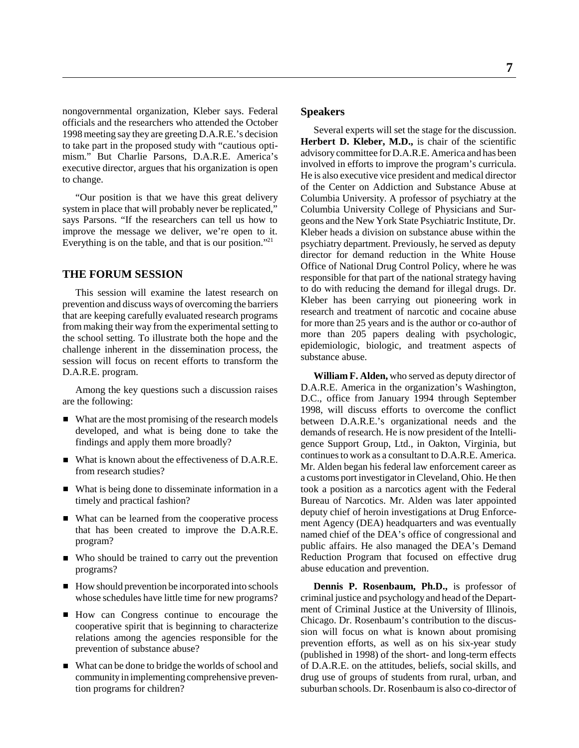nongovernmental organization, Kleber says. Federal officials and the researchers who attended the October 1998 meeting say they are greeting D.A.R.E.'s decision to take part in the proposed study with "cautious optimism." But Charlie Parsons, D.A.R.E. America's executive director, argues that his organization is open to change.

"Our position is that we have this great delivery system in place that will probably never be replicated," says Parsons. "If the researchers can tell us how to improve the message we deliver, we're open to it. Everything is on the table, and that is our position."[21]

## THE FORUM SESSION

This session will examine the latest research on prevention and discuss ways of overcoming the barriers that are keeping carefully evaluated research programs from making their way from the experimental setting to the school setting. To illustrate both the hope and the challenge inherent in the dissemination process, the session will focus on recent efforts to transform the D.A.R.E. program.

Among the key questions such a discussion raises are the following:

- What are the most promising of the research models developed, and what is being done to take the findings and apply them more broadly?
- What is known about the effectiveness of D.A.R.E. from research studies?
- What is being done to disseminate information in a timely and practical fashion?
- What can be learned from the cooperative process that has been created to improve the D.A.R.E. program?
- Who should be trained to carry out the prevention programs?
- How should prevention be incorporated into schools whose schedules have little time for new programs?
- How can Congress continue to encourage the cooperative spirit that is beginning to characterize relations among the agencies responsible for the prevention of substance abuse?
- What can be done to bridge the worlds of school and community in implementing comprehensive prevention programs for children?

### Speakers

Several experts will set the stage for the discussion. **Herbert D. Kleber, M.D.,** is chair of the scientific advisory committee for D.A.R.E. America and has been involved in efforts to improve the program's curricula. He is also executive vice president and medical director of the Center on Addiction and Substance Abuse at Columbia University. A professor of psychiatry at the Columbia University College of Physicians and Surgeons and the New York State Psychiatric Institute, Dr. Kleber heads a division on substance abuse within the psychiatry department. Previously, he served as deputy director for demand reduction in the White House Office of National Drug Control Policy, where he was responsible for that part of the national strategy having to do with reducing the demand for illegal drugs. Dr. Kleber has been carrying out pioneering work in research and treatment of narcotic and cocaine abuse for more than 25 years and is the author or co-author of more than 205 papers dealing with psychologic, epidemiologic, biologic, and treatment aspects of substance abuse.

**William F. Alden,** who served as deputy director of D.A.R.E. America in the organization's Washington, D.C., office from January 1994 through September 1998, will discuss efforts to overcome the conflict between D.A.R.E.'s organizational needs and the demands of research. He is now president of the Intelligence Support Group, Ltd., in Oakton, Virginia, but continues to work as a consultant to D.A.R.E. America. Mr. Alden began his federal law enforcement career as a customs port investigator in Cleveland, Ohio. He then took a position as a narcotics agent with the Federal Bureau of Narcotics. Mr. Alden was later appointed deputy chief of heroin investigations at Drug Enforcement Agency (DEA) headquarters and was eventually named chief of the DEA's office of congressional and public affairs. He also managed the DEA's Demand Reduction Program that focused on effective drug abuse education and prevention.

**Dennis P. Rosenbaum, Ph.D.,** is professor of criminal justice and psychology and head of the Department of Criminal Justice at the University of Illinois, Chicago. Dr. Rosenbaum's contribution to the discussion will focus on what is known about promising prevention efforts, as well as on his six-year study (published in 1998) of the short- and long-term effects of D.A.R.E. on the attitudes, beliefs, social skills, and drug use of groups of students from rural, urban, and suburban schools. Dr. Rosenbaum is also co-director of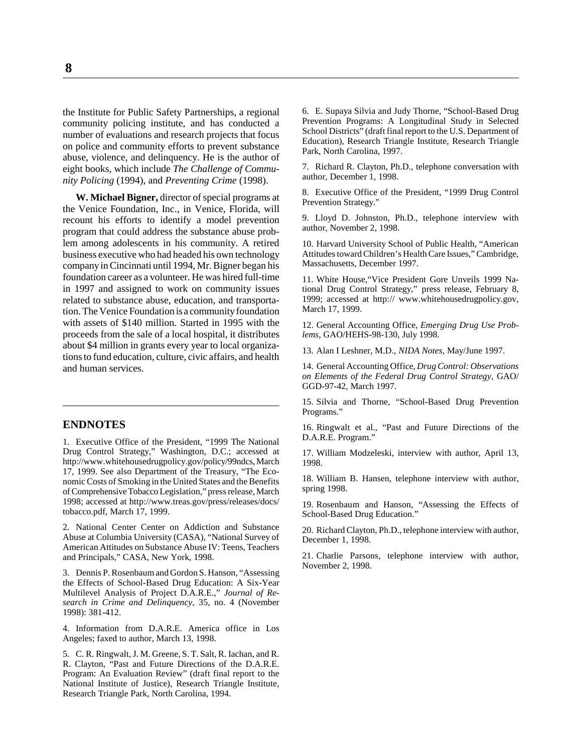the Institute for Public Safety Partnerships, a regional community policing institute, and has conducted a number of evaluations and research projects that focus on police and community efforts to prevent substance abuse, violence, and delinquency. He is the author of eight books, which include *The Challenge of Community Policing* (1994), and *Preventing Crime* (1998).

**W. Michael Bigner,** director of special programs at the Venice Foundation, Inc., in Venice, Florida, will recount his efforts to identify a model prevention program that could address the substance abuse problem among adolescents in his community. A retired business executive who had headed his own technology company in Cincinnati until 1994, Mr. Bigner began his foundation career as a volunteer. He was hired full-time in 1997 and assigned to work on community issues related to substance abuse, education, and transportation. The Venice Foundation is a community foundation with assets of $140 million. Started in 1995 with the proceeds from the sale of a local hospital, it distributes about $4 million in grants every year to local organizations to fund education, culture, civic affairs, and health and human services.

## ENDNOTES

1. Executive Office of the President, "1999 The National Drug Control Strategy," Washington, D.C.; accessed at http://www.whitehousedrugpolicy.gov/policy/99ndcs, March 17, 1999. See also Department of the Treasury, "The Economic Costs of Smoking in the United States and the Benefits of Comprehensive Tobacco Legislation," press release, March 1998; accessed at http://www.treas.gov/press/releases/docs/tobacco.pdf, March 17, 1999.

2. National Center Center on Addiction and Substance Abuse at Columbia University (CASA), "National Survey of American Attitudes on Substance Abuse IV: Teens, Teachers and Principals," CASA, New York, 1998.

3. Dennis P. Rosenbaum and Gordon S. Hanson, "Assessing the Effects of School-Based Drug Education: A Six-Year Multilevel Analysis of Project D.A.R.E.," *Journal of Research in Crime and Delinquency*, 35, no. 4 (November 1998): 381-412.

4. Information from D.A.R.E. America office in Los Angeles; faxed to author, March 13, 1998.

5. C. R. Ringwalt, J. M. Greene, S. T. Salt, R. Iachan, and R. R. Clayton, "Past and Future Directions of the D.A.R.E. Program: An Evaluation Review" (draft final report to the National Institute of Justice), Research Triangle Institute, Research Triangle Park, North Carolina, 1994.

6. E. Supaya Silvia and Judy Thorne, "School-Based Drug Prevention Programs: A Longitudinal Study in Selected School Districts" (draft final report to the U.S. Department of Education), Research Triangle Institute, Research Triangle Park, North Carolina, 1997.

7. Richard R. Clayton, Ph.D., telephone conversation with author, December 1, 1998.

8. Executive Office of the President, "1999 Drug Control Prevention Strategy."

9. Lloyd D. Johnston, Ph.D., telephone interview with author, November 2, 1998.

10. Harvard University School of Public Health, "American Attitudes toward Children's Health Care Issues," Cambridge, Massachusetts, December 1997.

11. White House,"Vice President Gore Unveils 1999 National Drug Control Strategy," press release, February 8, 1999; accessed at http:// www.whitehousedrugpolicy.gov, March 17, 1999.

12. General Accounting Office, *Emerging Drug Use Problems*, GAO/HEHS-98-130, July 1998.

13. Alan I Leshner, M.D., *NIDA Notes*, May/June 1997.

14. General Accounting Office, *Drug Control: Observations on Elements of the Federal Drug Control Strategy*, GAO/GGD-97-42, March 1997.

15. Silvia and Thorne, "School-Based Drug Prevention Programs."

16. Ringwalt et al., "Past and Future Directions of the D.A.R.E. Program."

17. William Modzeleski, interview with author, April 13, 1998.

18. William B. Hansen, telephone interview with author, spring 1998.

19. Rosenbaum and Hanson, "Assessing the Effects of School-Based Drug Education."

20. Richard Clayton, Ph.D., telephone interview with author, December 1, 1998.

21. Charlie Parsons, telephone interview with author, November 2, 1998.